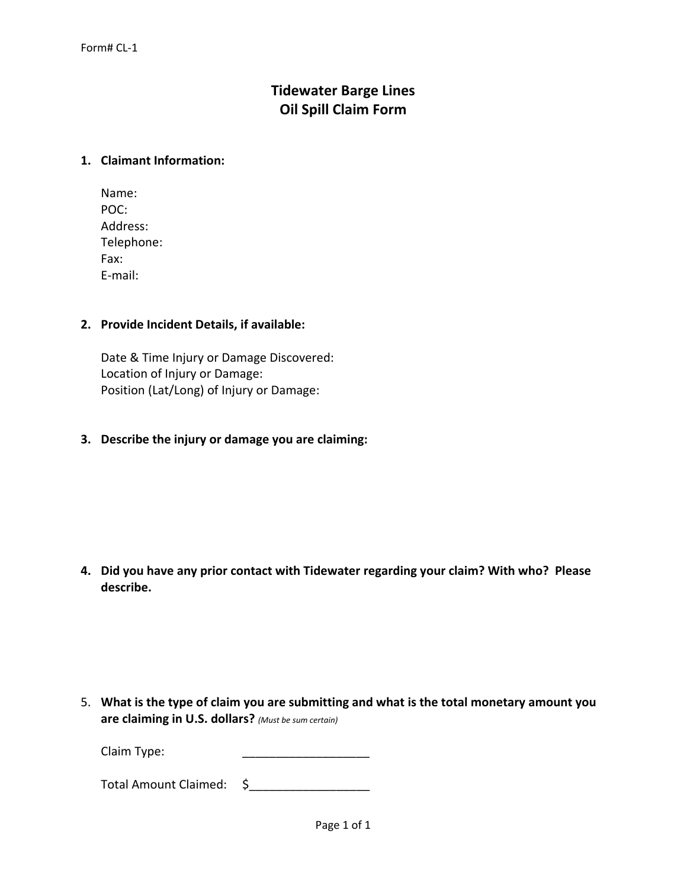Form# CL-1

# Tidewater Barge Lines
# Oil Spill Claim Form

1. **Claimant Information:**

   Name:
   POC:
   Address:
   Telephone:
   Fax:
   E-mail:

2. **Provide Incident Details, if available:**

   Date & Time Injury or Damage Discovered:
   Location of Injury or Damage:
   Position (Lat/Long) of Injury or Damage:

3. **Describe the injury or damage you are claiming:**

4. **Did you have any prior contact with Tidewater regarding your claim? With who? Please describe.**

5. **What is the type of claim you are submitting and what is the total monetary amount you are claiming in U.S. dollars?** *(Must be sum certain)*

   Claim Type: ___________________

   Total Amount Claimed: $_________________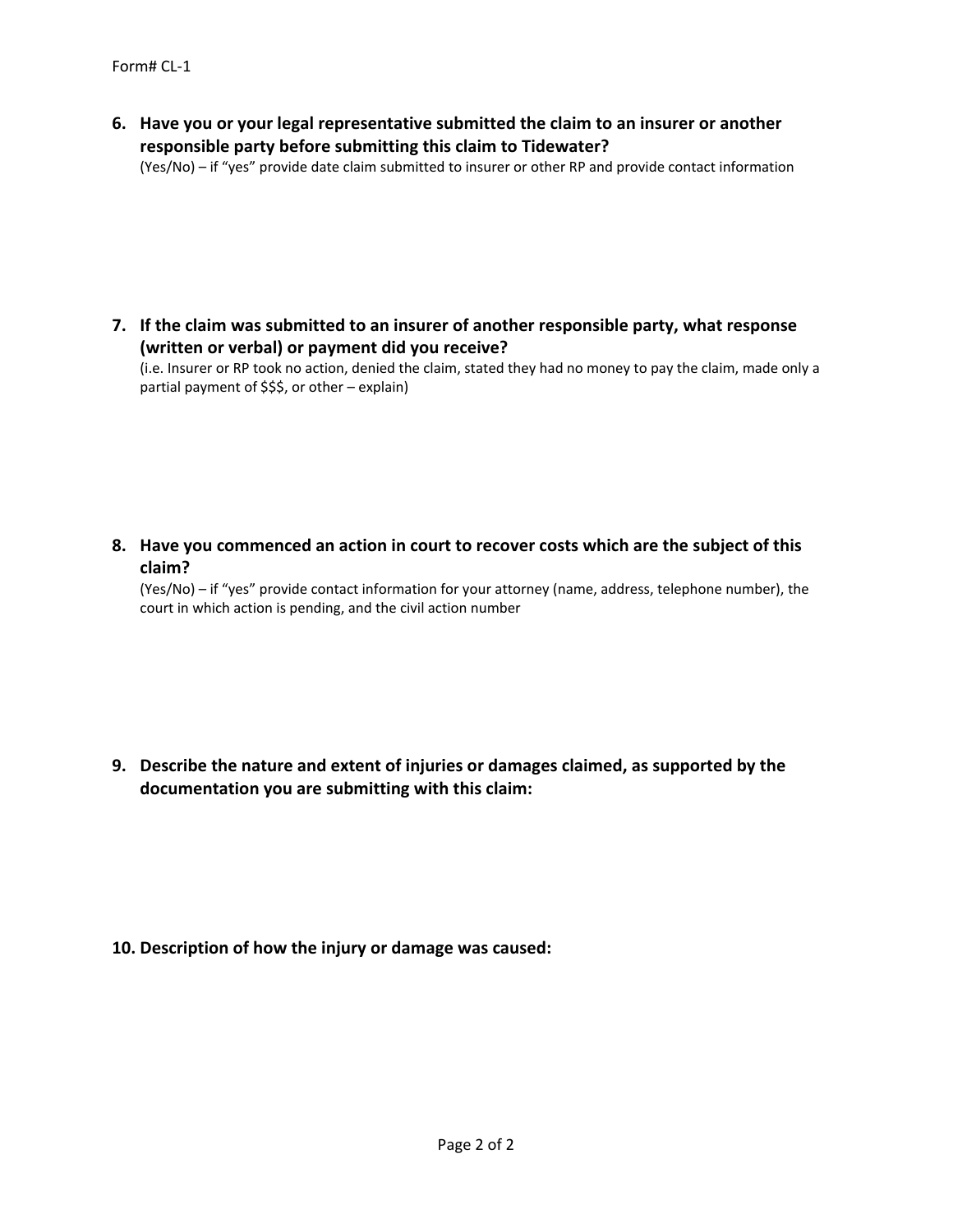6. **Have you or your legal representative submitted the claim to an insurer or another responsible party before submitting this claim to Tidewater?**
   (Yes/No) – if "yes" provide date claim submitted to insurer or other RP and provide contact information

7. **If the claim was submitted to an insurer of another responsible party, what response (written or verbal) or payment did you receive?**
   (i.e. Insurer or RP took no action, denied the claim, stated they had no money to pay the claim, made only a partial payment of $$$, or other – explain)

8. **Have you commenced an action in court to recover costs which are the subject of this claim?**
   (Yes/No) – if "yes" provide contact information for your attorney (name, address, telephone number), the court in which action is pending, and the civil action number

9. **Describe the nature and extent of injuries or damages claimed, as supported by the documentation you are submitting with this claim:**

10. **Description of how the injury or damage was caused:**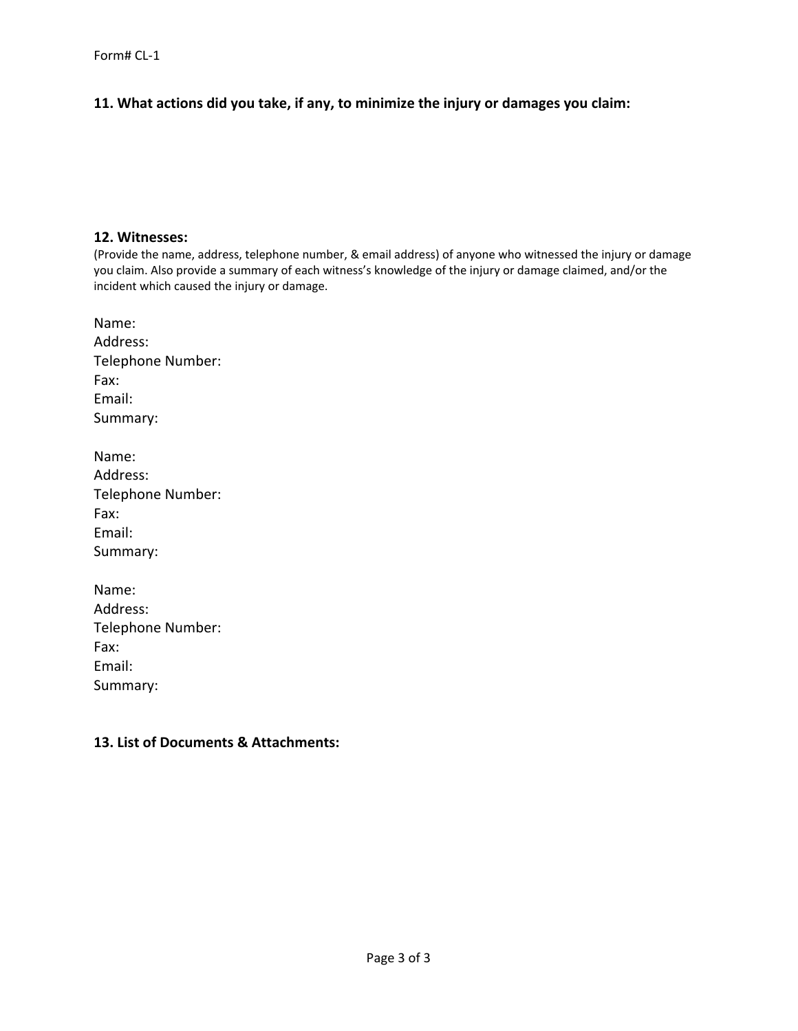## 11. What actions did you take, if any, to minimize the injury or damages you claim:

## 12. Witnesses:

(Provide the name, address, telephone number, & email address) of anyone who witnessed the injury or damage you claim. Also provide a summary of each witness's knowledge of the injury or damage claimed, and/or the incident which caused the injury or damage.

Name:
Address:
Telephone Number:
Fax:
Email:
Summary:

Name:
Address:
Telephone Number:
Fax:
Email:
Summary:

Name:
Address:
Telephone Number:
Fax:
Email:
Summary:

## 13. List of Documents & Attachments: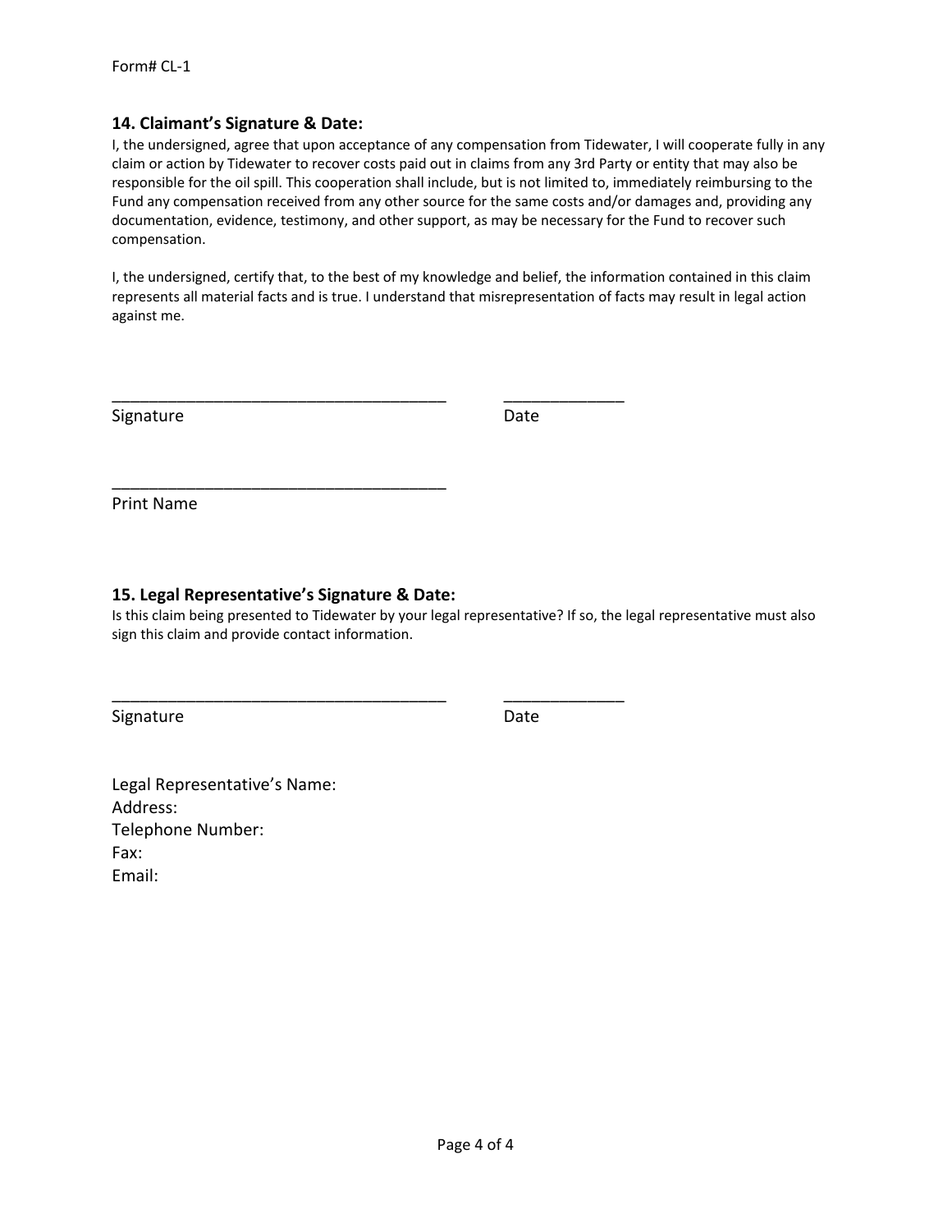Form# CL-1

### 14. Claimant's Signature & Date:

I, the undersigned, agree that upon acceptance of any compensation from Tidewater, I will cooperate fully in any claim or action by Tidewater to recover costs paid out in claims from any 3rd Party or entity that may also be responsible for the oil spill. This cooperation shall include, but is not limited to, immediately reimbursing to the Fund any compensation received from any other source for the same costs and/or damages and, providing any documentation, evidence, testimony, and other support, as may be necessary for the Fund to recover such compensation.

I, the undersigned, certify that, to the best of my knowledge and belief, the information contained in this claim represents all material facts and is true. I understand that misrepresentation of facts may result in legal action against me.

_____________________________________ _____________

Signature Date

_____________________________________

Print Name

### 15. Legal Representative's Signature & Date:

Is this claim being presented to Tidewater by your legal representative? If so, the legal representative must also sign this claim and provide contact information.

_____________________________________ _____________

Signature Date

Legal Representative's Name:
Address:
Telephone Number:
Fax:
Email: